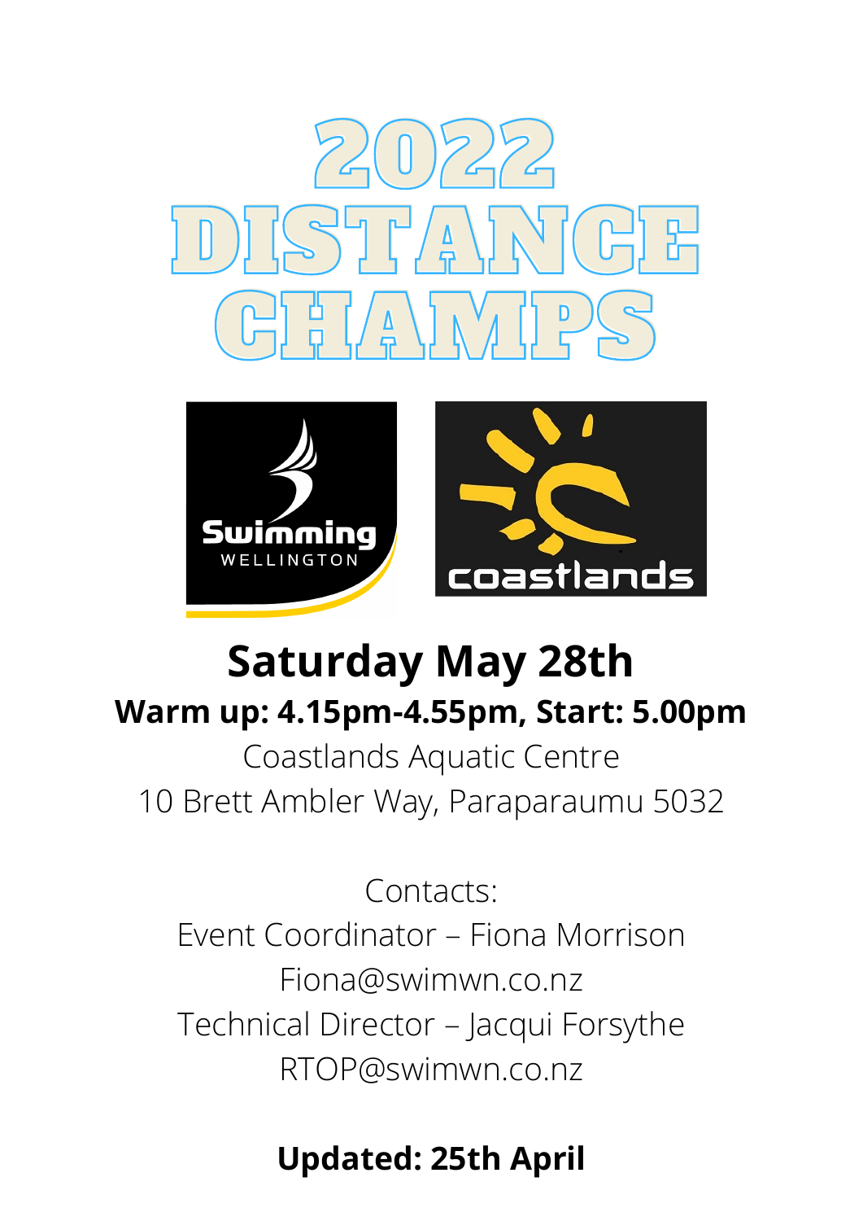# 2022 DISTANCE CHAMPS

Swimming WELLINGTON

coastlands

## Saturday May 28th

**Warm up: 4.15pm-4.55pm, Start: 5.00pm**

Coastlands Aquatic Centre

10 Brett Ambler Way, Paraparaumu 5032

Contacts:

Event Coordinator – Fiona Morrison

Fiona@swimwn.co.nz

Technical Director – Jacqui Forsythe

RTOP@swimwn.co.nz

**Updated: 25th April**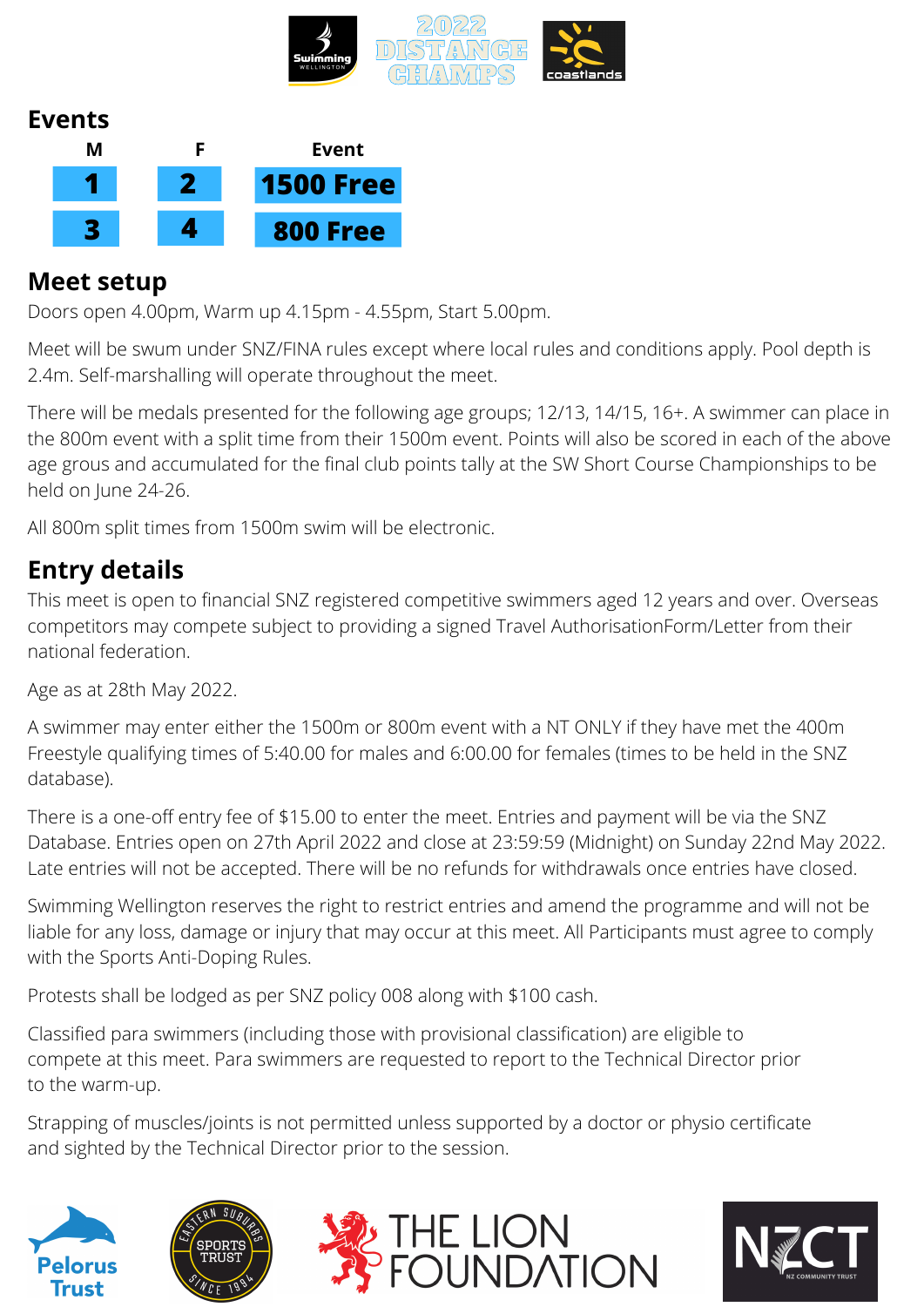## Events

| M | F | Event |
|---|---|---|
| 1 | 2 | 1500 Free |
| 3 | 4 | 800 Free |

## Meet setup

Doors open 4.00pm, Warm up 4.15pm - 4.55pm, Start 5.00pm.

Meet will be swum under SNZ/FINA rules except where local rules and conditions apply. Pool depth is 2.4m. Self-marshalling will operate throughout the meet.

There will be medals presented for the following age groups; 12/13, 14/15, 16+. A swimmer can place in the 800m event with a split time from their 1500m event. Points will also be scored in each of the above age grous and accumulated for the final club points tally at the SW Short Course Championships to be held on June 24-26.

All 800m split times from 1500m swim will be electronic.

## Entry details

This meet is open to financial SNZ registered competitive swimmers aged 12 years and over. Overseas competitors may compete subject to providing a signed Travel AuthorisationForm/Letter from their national federation.

Age as at 28th May 2022.

A swimmer may enter either the 1500m or 800m event with a NT ONLY if they have met the 400m Freestyle qualifying times of 5:40.00 for males and 6:00.00 for females (times to be held in the SNZ database).

There is a one-off entry fee of $15.00 to enter the meet. Entries and payment will be via the SNZ Database. Entries open on 27th April 2022 and close at 23:59:59 (Midnight) on Sunday 22nd May 2022. Late entries will not be accepted. There will be no refunds for withdrawals once entries have closed.

Swimming Wellington reserves the right to restrict entries and amend the programme and will not be liable for any loss, damage or injury that may occur at this meet. All Participants must agree to comply with the Sports Anti-Doping Rules.

Protests shall be lodged as per SNZ policy 008 along with $100 cash.

Classified para swimmers (including those with provisional classification) are eligible to compete at this meet. Para swimmers are requested to report to the Technical Director prior to the warm-up.

Strapping of muscles/joints is not permitted unless supported by a doctor or physio certificate and sighted by the Technical Director prior to the session.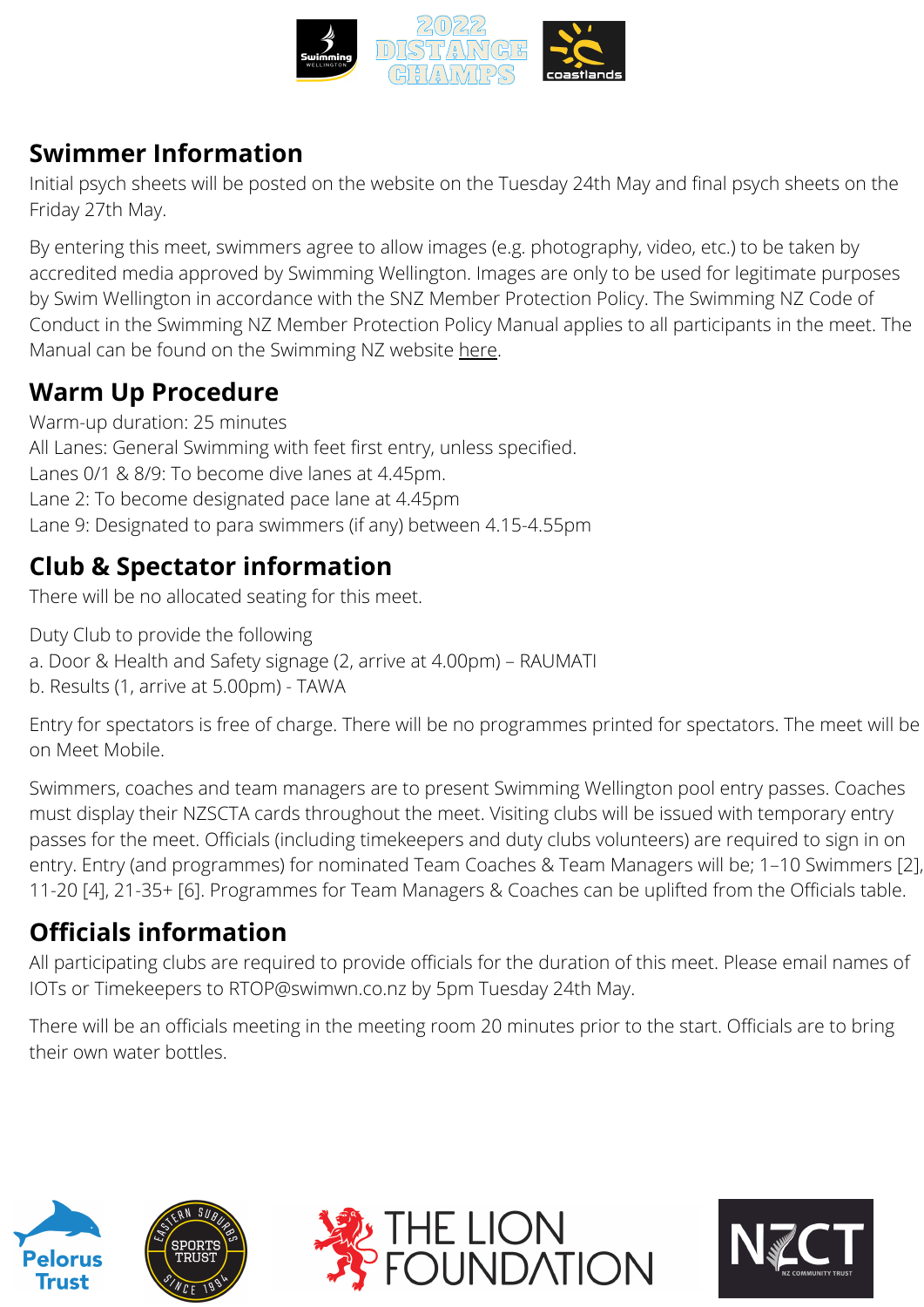## Swimmer Information

Initial psych sheets will be posted on the website on the Tuesday 24th May and final psych sheets on the Friday 27th May.

By entering this meet, swimmers agree to allow images (e.g. photography, video, etc.) to be taken by accredited media approved by Swimming Wellington. Images are only to be used for legitimate purposes by Swim Wellington in accordance with the SNZ Member Protection Policy. The Swimming NZ Code of Conduct in the Swimming NZ Member Protection Policy Manual applies to all participants in the meet. The Manual can be found on the Swimming NZ website here.

## Warm Up Procedure

Warm-up duration: 25 minutes
All Lanes: General Swimming with feet first entry, unless specified.
Lanes 0/1 & 8/9: To become dive lanes at 4.45pm.
Lane 2: To become designated pace lane at 4.45pm
Lane 9: Designated to para swimmers (if any) between 4.15-4.55pm

## Club & Spectator information

There will be no allocated seating for this meet.

Duty Club to provide the following
a. Door & Health and Safety signage (2, arrive at 4.00pm) – RAUMATI
b. Results (1, arrive at 5.00pm) - TAWA

Entry for spectators is free of charge. There will be no programmes printed for spectators. The meet will be on Meet Mobile.

Swimmers, coaches and team managers are to present Swimming Wellington pool entry passes. Coaches must display their NZSCTA cards throughout the meet. Visiting clubs will be issued with temporary entry passes for the meet. Officials (including timekeepers and duty clubs volunteers) are required to sign in on entry. Entry (and programmes) for nominated Team Coaches & Team Managers will be; 1–10 Swimmers [2], 11-20 [4], 21-35+ [6]. Programmes for Team Managers & Coaches can be uplifted from the Officials table.

## Officials information

All participating clubs are required to provide officials for the duration of this meet. Please email names of IOTs or Timekeepers to RTOP@swimwn.co.nz by 5pm Tuesday 24th May.

There will be an officials meeting in the meeting room 20 minutes prior to the start. Officials are to bring their own water bottles.